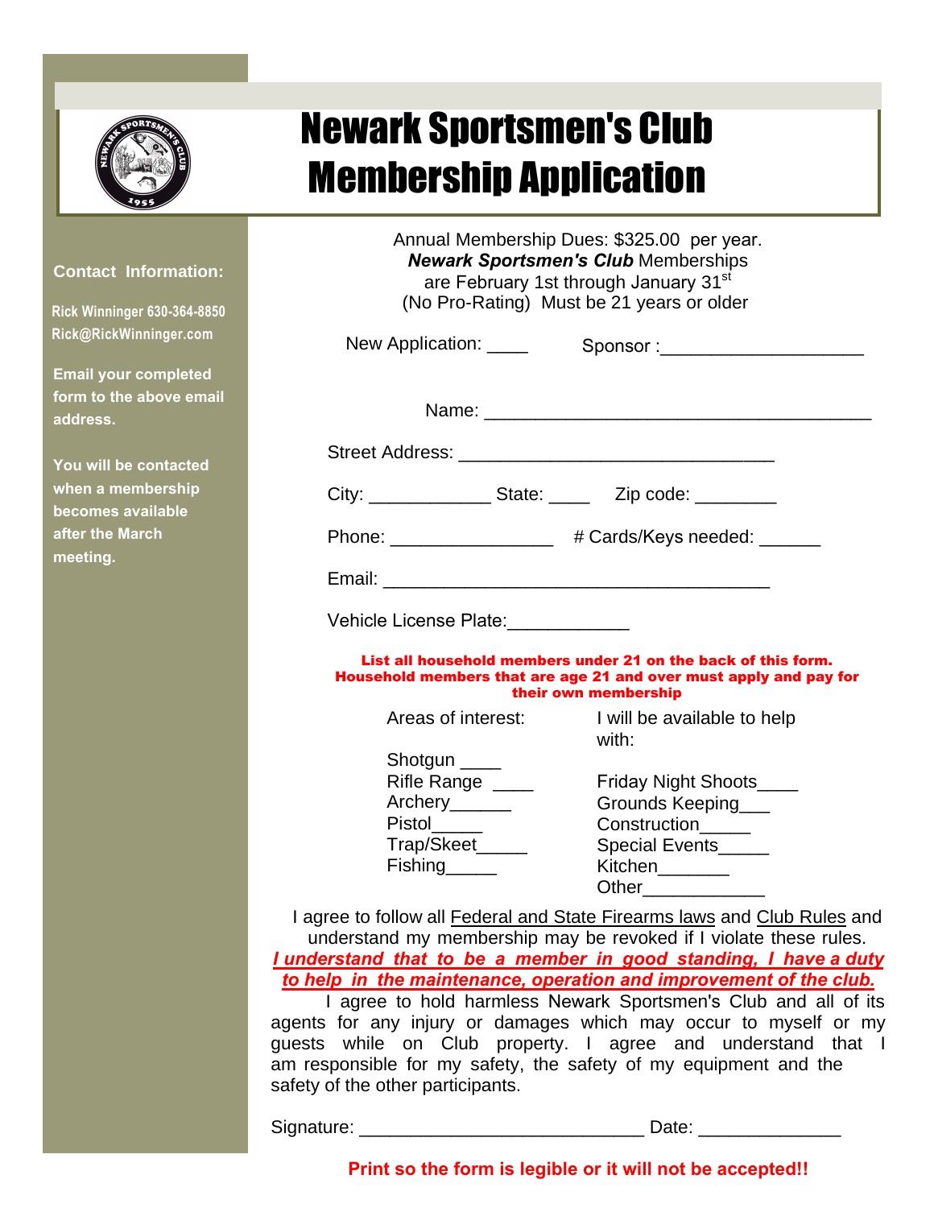# Newark Sportsmen's Club Membership Application

**Contact Information:**

Rick Winninger 630-364-8850
Rick@RickWinninger.com

**Email your completed form to the above email address.**

**You will be contacted when a membership becomes available after the March meeting.**

Annual Membership Dues: $325.00 per year.
***Newark Sportsmen's Club*** Memberships
are February 1st through January 31st
(No Pro-Rating) Must be 21 years or older

New Application: ____ Sponsor :____________________

Name: _______________________________________

Street Address: _______________________________

City: ____________ State: ____ Zip code: ________

Phone: ________________ # Cards/Keys needed: ______

Email: _______________________________________

Vehicle License Plate:____________

**List all household members under 21 on the back of this form.**
**Household members that are age 21 and over must apply and pay for their own membership**

| Areas of interest: | I will be available to help with: |
|---|---|
| Shotgun ____ | Friday Night Shoots____ |
| Rifle Range ____ | Grounds Keeping___ |
| Archery______ | Construction_____ |
| Pistol_____ | Special Events_____ |
| Trap/Skeet_____ | Kitchen_______ |
| Fishing_____ | Other____________ |

I agree to follow all Federal and State Firearms laws and Club Rules and understand my membership may be revoked if I violate these rules.

***I understand that to be a member in good standing, I have a duty to help in the maintenance, operation and improvement of the club.***

I agree to hold harmless Newark Sportsmen's Club and all of its agents for any injury or damages which may occur to myself or my guests while on Club property. I agree and understand that I am responsible for my safety, the safety of my equipment and the safety of the other participants.

Signature: ___________________________ Date: _____________

**Print so the form is legible or it will not be accepted!!**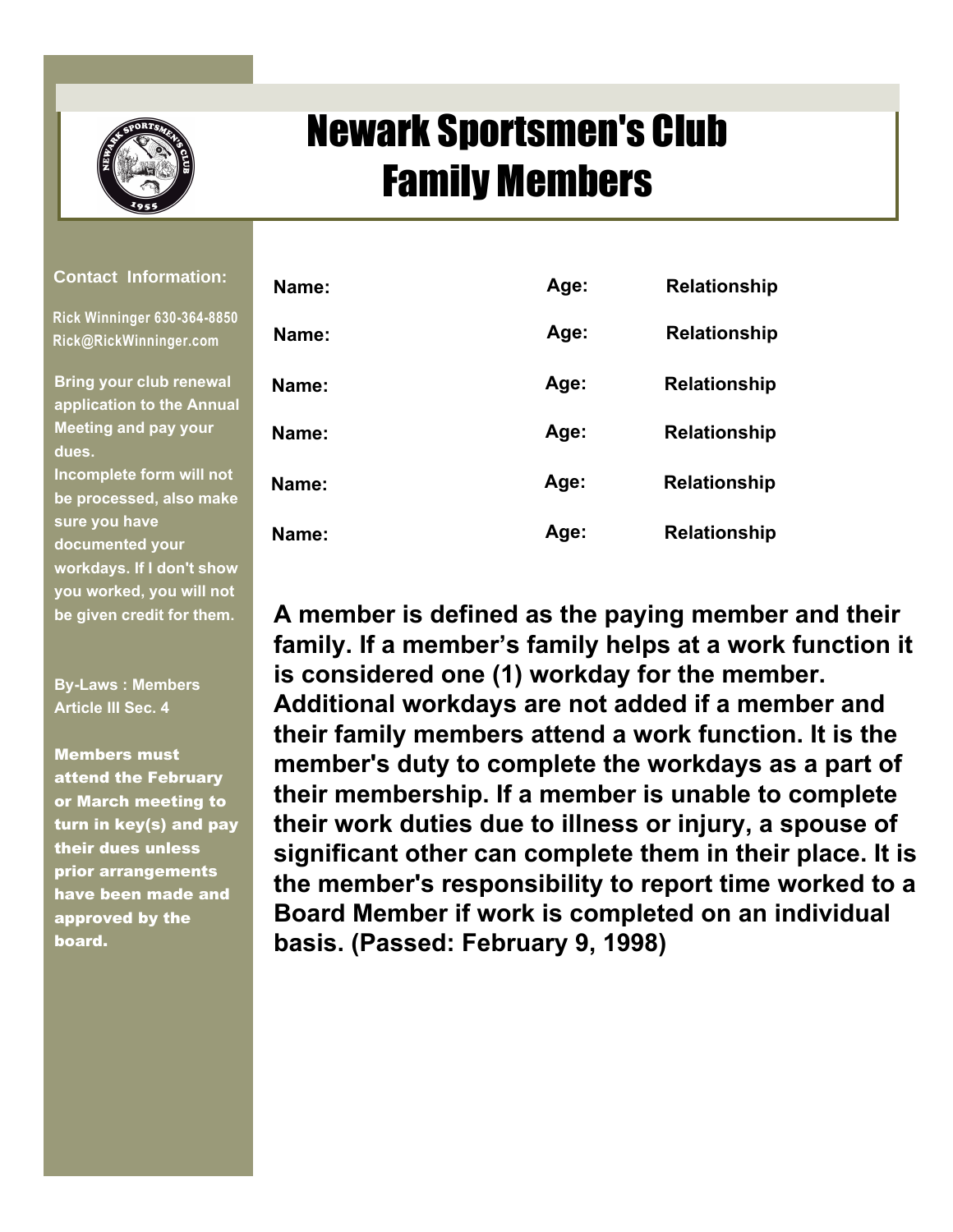# Newark Sportsmen's Club Family Members

**Contact Information:**

Rick Winninger 630-364-8850
Rick@RickWinninger.com

Bring your club renewal application to the Annual Meeting and pay your dues.
Incomplete form will not be processed, also make sure you have documented your workdays. If I don't show you worked, you will not be given credit for them.

By-Laws : Members Article III Sec. 4

**Members must attend the February or March meeting to turn in key(s) and pay their dues unless prior arrangements have been made and approved by the board.**

| | | |
|---|---|---|
| **Name:** | **Age:** | **Relationship** |
| **Name:** | **Age:** | **Relationship** |
| **Name:** | **Age:** | **Relationship** |
| **Name:** | **Age:** | **Relationship** |
| **Name:** | **Age:** | **Relationship** |
| **Name:** | **Age:** | **Relationship** |

**A member is defined as the paying member and their family. If a member's family helps at a work function it is considered one (1) workday for the member. Additional workdays are not added if a member and their family members attend a work function. It is the member's duty to complete the workdays as a part of their membership. If a member is unable to complete their work duties due to illness or injury, a spouse of significant other can complete them in their place. It is the member's responsibility to report time worked to a Board Member if work is completed on an individual basis. (Passed: February 9, 1998)**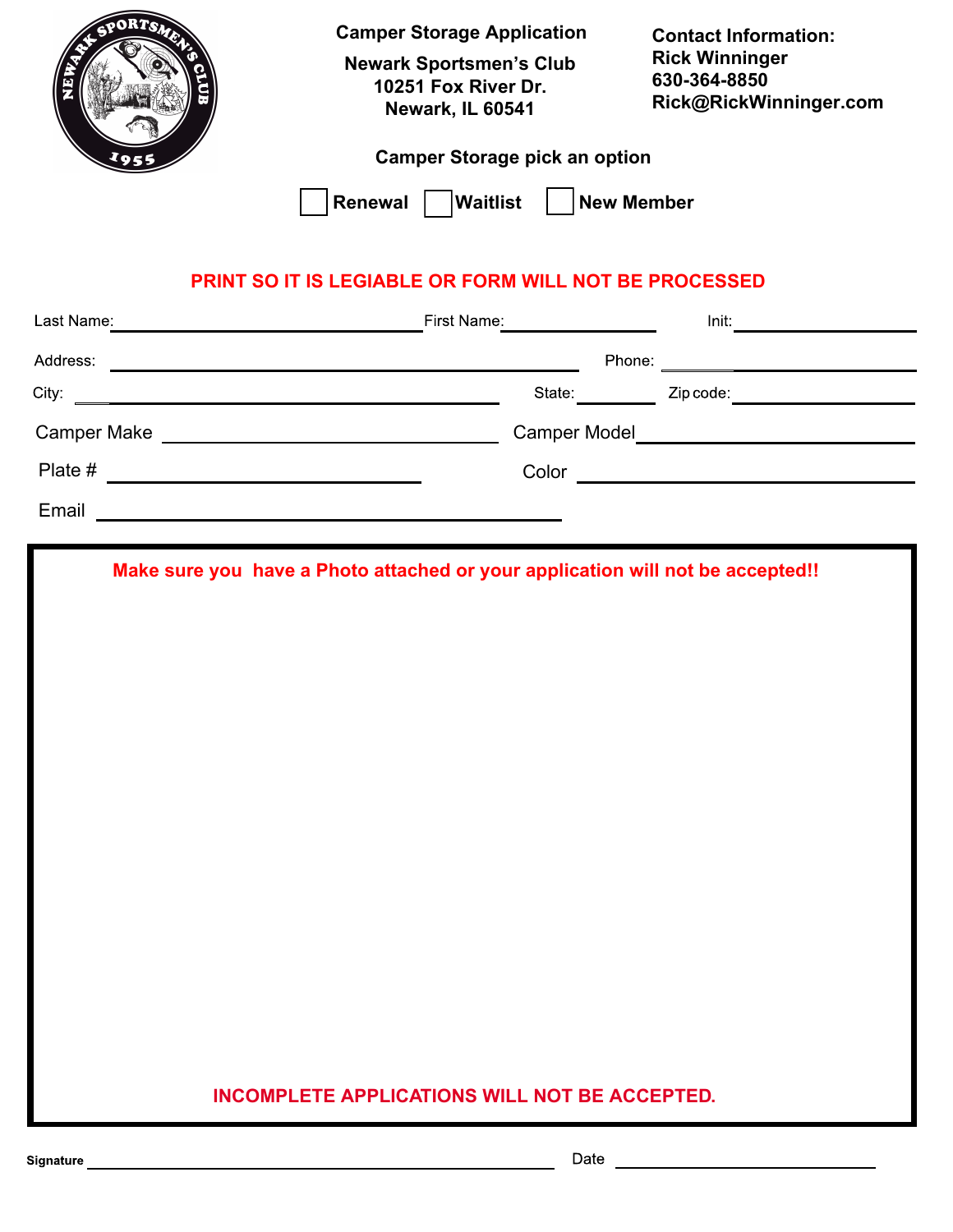**Camper Storage Application**

**Newark Sportsmen's Club**
**10251 Fox River Dr.**
**Newark, IL 60541**

**Contact Information:**
**Rick Winninger**
**630-364-8850**
**Rick@RickWinninger.com**

**Camper Storage pick an option**

☐ **Renewal** ☐ **Waitlist** ☐ **New Member**

**PRINT SO IT IS LEGIABLE OR FORM WILL NOT BE PROCESSED**

Last Name: ______________________ First Name: ______________ Init: __________

Address: ______________________________ Phone: ______________

City: ______________________ State: ________ Zip code: __________

Camper Make ______________________ Camper Model ______________________

Plate # ______________________ Color ______________________

Email ______________________________

**Make sure you have a Photo attached or your application will not be accepted!!**

**INCOMPLETE APPLICATIONS WILL NOT BE ACCEPTED.**

**Signature** ______________________________ Date ______________________